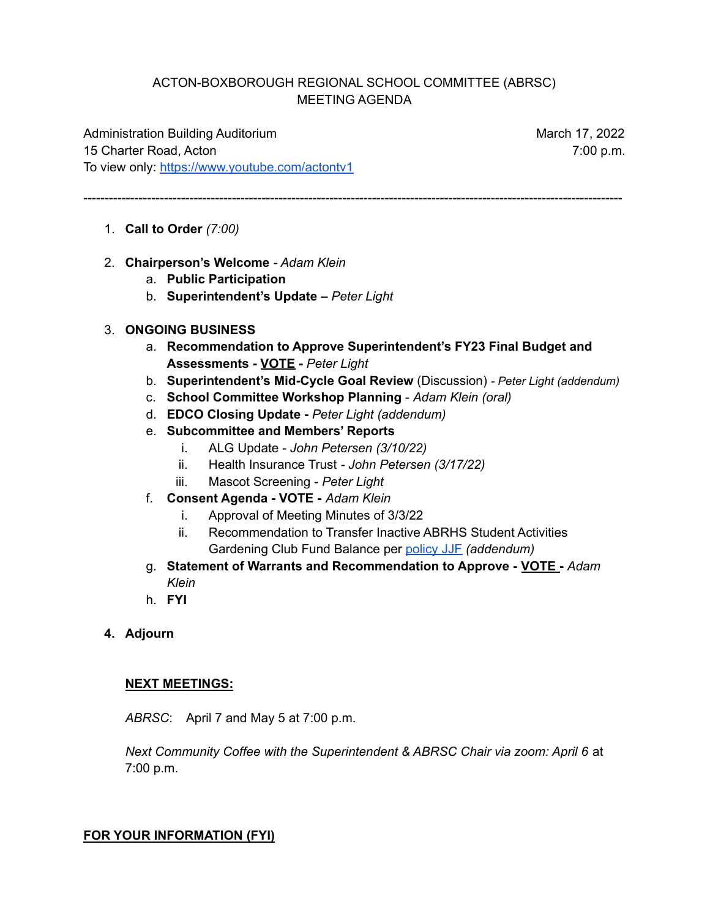# ACTON-BOXBOROUGH REGIONAL SCHOOL COMMITTEE (ABRSC)
# MEETING AGENDA

Administration Building Auditorium
15 Charter Road, Acton
To view only: [https://www.youtube.com/actontv1](https://www.youtube.com/actontv1)

March 17, 2022
7:00 p.m.

---

1. **Call to Order** *(7:00)*

2. **Chairperson's Welcome** - *Adam Klein*
   a. **Public Participation**
   b. **Superintendent's Update –** *Peter Light*

3. **ONGOING BUSINESS**
   a. **Recommendation to Approve Superintendent's FY23 Final Budget and Assessments - VOTE -** *Peter Light*
   b. **Superintendent's Mid-Cycle Goal Review** (Discussion) *- Peter Light (addendum)*
   c. **School Committee Workshop Planning** - *Adam Klein (oral)*
   d. **EDCO Closing Update -** *Peter Light (addendum)*
   e. **Subcommittee and Members' Reports**
      i. ALG Update - *John Petersen (3/10/22)*
      ii. Health Insurance Trust - *John Petersen (3/17/22)*
      iii. Mascot Screening - *Peter Light*
   f. **Consent Agenda - VOTE -** *Adam Klein*
      i. Approval of Meeting Minutes of 3/3/22
      ii. Recommendation to Transfer Inactive ABRHS Student Activities Gardening Club Fund Balance per policy JJF *(addendum)*
   g. **Statement of Warrants and Recommendation to Approve - VOTE -** *Adam Klein*
   h. **FYI**

4. **Adjourn**

**NEXT MEETINGS:**

*ABRSC*: April 7 and May 5 at 7:00 p.m.

*Next Community Coffee with the Superintendent & ABRSC Chair via zoom: April 6* at 7:00 p.m.

**FOR YOUR INFORMATION (FYI)**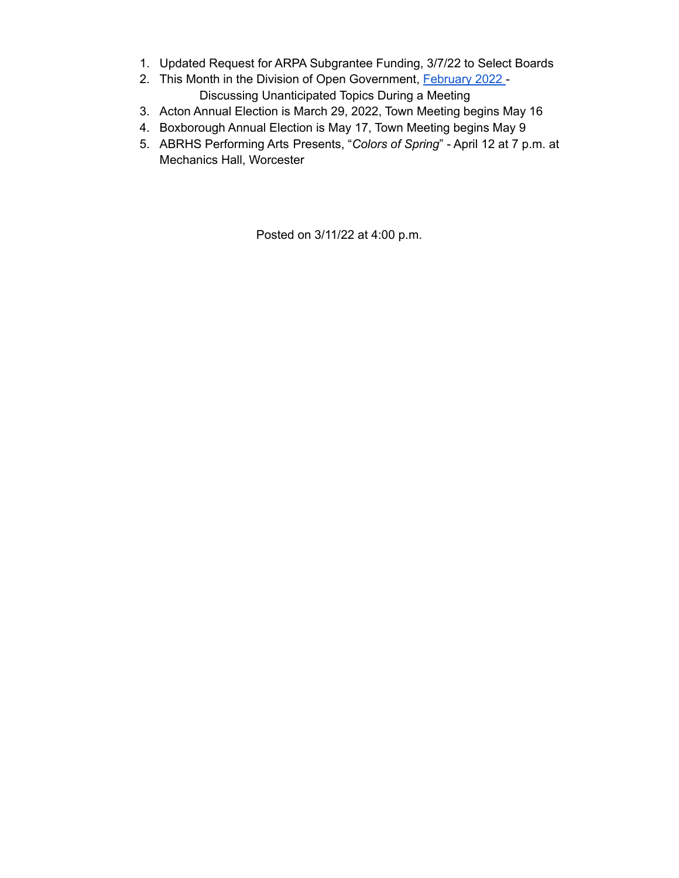1. Updated Request for ARPA Subgrantee Funding, 3/7/22 to Select Boards
2. This Month in the Division of Open Government, February 2022 - Discussing Unanticipated Topics During a Meeting
3. Acton Annual Election is March 29, 2022, Town Meeting begins May 16
4. Boxborough Annual Election is May 17, Town Meeting begins May 9
5. ABRHS Performing Arts Presents, "*Colors of Spring*" - April 12 at 7 p.m. at Mechanics Hall, Worcester

Posted on 3/11/22 at 4:00 p.m.